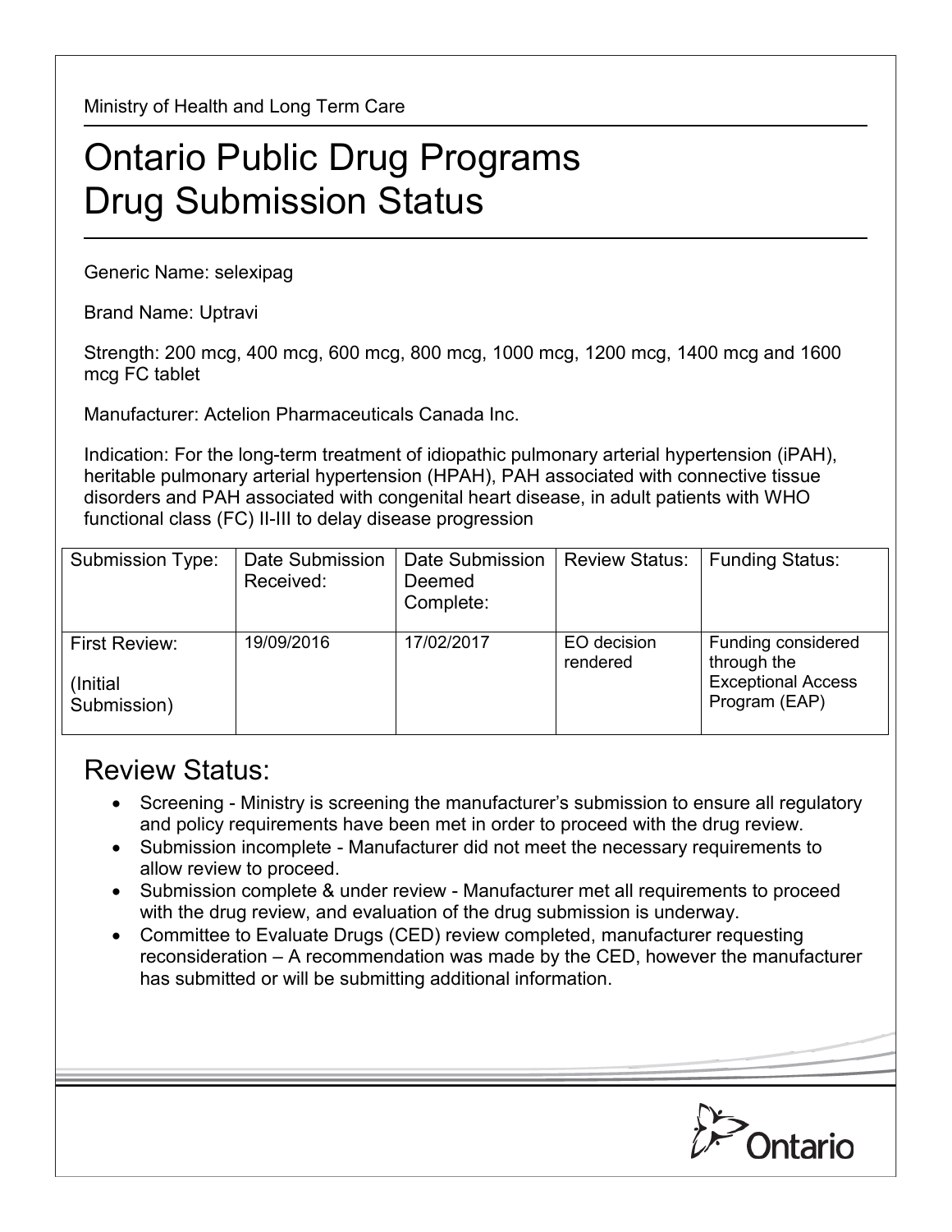Ministry of Health and Long Term Care

# Ontario Public Drug Programs Drug Submission Status

Generic Name: selexipag

Brand Name: Uptravi

Strength: 200 mcg, 400 mcg, 600 mcg, 800 mcg, 1000 mcg, 1200 mcg, 1400 mcg and 1600 mcg FC tablet

Manufacturer: Actelion Pharmaceuticals Canada Inc.

Indication: For the long-term treatment of idiopathic pulmonary arterial hypertension (iPAH), heritable pulmonary arterial hypertension (HPAH), PAH associated with connective tissue disorders and PAH associated with congenital heart disease, in adult patients with WHO functional class (FC) II-III to delay disease progression

| Submission Type: | Date Submission Received: | Date Submission Deemed Complete: | Review Status: | Funding Status: |
|---|---|---|---|---|
| First Review: (Initial Submission) | 19/09/2016 | 17/02/2017 | EO decision rendered | Funding considered through the Exceptional Access Program (EAP) |

## Review Status:

- Screening - Ministry is screening the manufacturer's submission to ensure all regulatory and policy requirements have been met in order to proceed with the drug review.
- Submission incomplete - Manufacturer did not meet the necessary requirements to allow review to proceed.
- Submission complete & under review - Manufacturer met all requirements to proceed with the drug review, and evaluation of the drug submission is underway.
- Committee to Evaluate Drugs (CED) review completed, manufacturer requesting reconsideration – A recommendation was made by the CED, however the manufacturer has submitted or will be submitting additional information.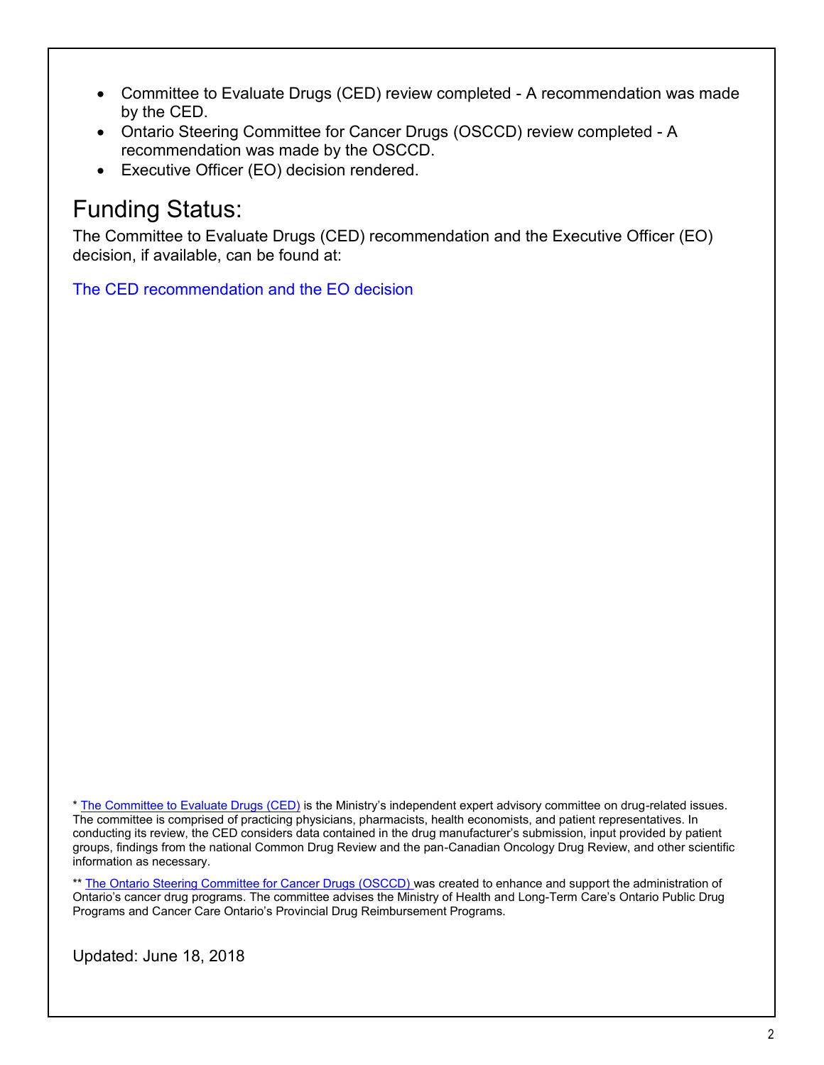- Committee to Evaluate Drugs (CED) review completed - A recommendation was made by the CED.
- Ontario Steering Committee for Cancer Drugs (OSCCD) review completed - A recommendation was made by the OSCCD.
- Executive Officer (EO) decision rendered.

## Funding Status:

The Committee to Evaluate Drugs (CED) recommendation and the Executive Officer (EO) decision, if available, can be found at:

The CED recommendation and the EO decision

* The Committee to Evaluate Drugs (CED) is the Ministry's independent expert advisory committee on drug-related issues. The committee is comprised of practicing physicians, pharmacists, health economists, and patient representatives. In conducting its review, the CED considers data contained in the drug manufacturer's submission, input provided by patient groups, findings from the national Common Drug Review and the pan-Canadian Oncology Drug Review, and other scientific information as necessary.

** The Ontario Steering Committee for Cancer Drugs (OSCCD) was created to enhance and support the administration of Ontario's cancer drug programs. The committee advises the Ministry of Health and Long-Term Care's Ontario Public Drug Programs and Cancer Care Ontario's Provincial Drug Reimbursement Programs.

Updated: June 18, 2018